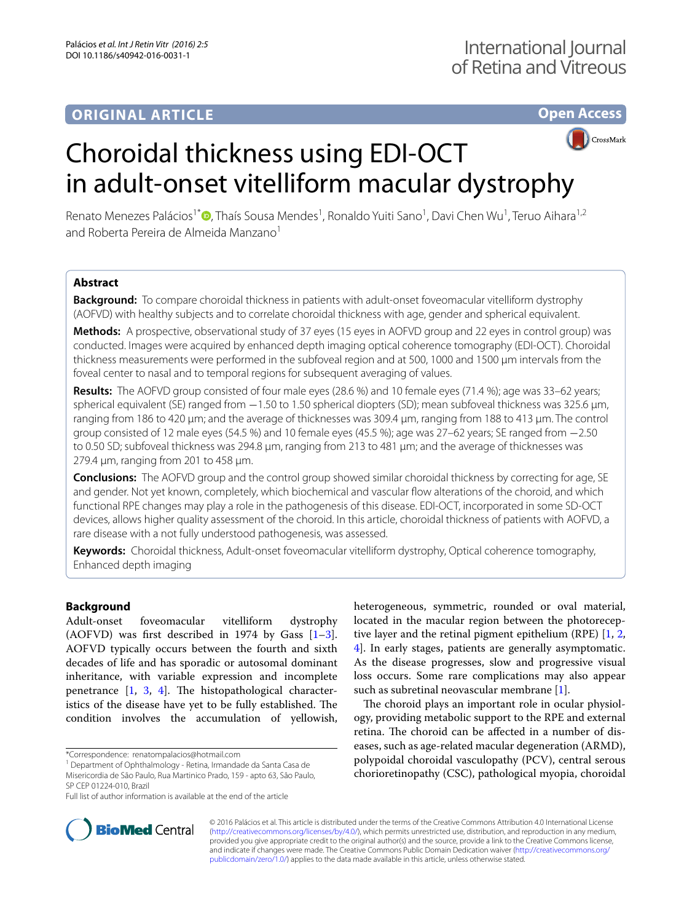ORIGINAL ARTICLE

Open Access

# Choroidal thickness using EDI-OCT in adult-onset vitelliform macular dystrophy

Renato Menezes Palácios[1*], Thaís Sousa Mendes[1], Ronaldo Yuiti Sano[1], Davi Chen Wu[1], Teruo Aihara[1,2] and Roberta Pereira de Almeida Manzano[1]

## Abstract

**Background:** To compare choroidal thickness in patients with adult-onset foveomacular vitelliform dystrophy (AOFVD) with healthy subjects and to correlate choroidal thickness with age, gender and spherical equivalent.

**Methods:** A prospective, observational study of 37 eyes (15 eyes in AOFVD group and 22 eyes in control group) was conducted. Images were acquired by enhanced depth imaging optical coherence tomography (EDI-OCT). Choroidal thickness measurements were performed in the subfoveal region and at 500, 1000 and 1500 µm intervals from the foveal center to nasal and to temporal regions for subsequent averaging of values.

**Results:** The AOFVD group consisted of four male eyes (28.6 %) and 10 female eyes (71.4 %); age was 33–62 years; spherical equivalent (SE) ranged from −1.50 to 1.50 spherical diopters (SD); mean subfoveal thickness was 325.6 µm, ranging from 186 to 420 µm; and the average of thicknesses was 309.4 µm, ranging from 188 to 413 µm. The control group consisted of 12 male eyes (54.5 %) and 10 female eyes (45.5 %); age was 27–62 years; SE ranged from −2.50 to 0.50 SD; subfoveal thickness was 294.8 µm, ranging from 213 to 481 µm; and the average of thicknesses was 279.4 µm, ranging from 201 to 458 µm.

**Conclusions:** The AOFVD group and the control group showed similar choroidal thickness by correcting for age, SE and gender. Not yet known, completely, which biochemical and vascular flow alterations of the choroid, and which functional RPE changes may play a role in the pathogenesis of this disease. EDI-OCT, incorporated in some SD-OCT devices, allows higher quality assessment of the choroid. In this article, choroidal thickness of patients with AOFVD, a rare disease with a not fully understood pathogenesis, was assessed.

**Keywords:** Choroidal thickness, Adult-onset foveomacular vitelliform dystrophy, Optical coherence tomography, Enhanced depth imaging

## Background

Adult-onset foveomacular vitelliform dystrophy (AOFVD) was first described in 1974 by Gass [1–3]. AOFVD typically occurs between the fourth and sixth decades of life and has sporadic or autosomal dominant inheritance, with variable expression and incomplete penetrance [1, 3, 4]. The histopathological characteristics of the disease have yet to be fully established. The condition involves the accumulation of yellowish, heterogeneous, symmetric, rounded or oval material, located in the macular region between the photoreceptive layer and the retinal pigment epithelium (RPE) [1, 2, 4]. In early stages, patients are generally asymptomatic. As the disease progresses, slow and progressive visual loss occurs. Some rare complications may also appear such as subretinal neovascular membrane [1].

The choroid plays an important role in ocular physiology, providing metabolic support to the RPE and external retina. The choroid can be affected in a number of diseases, such as age-related macular degeneration (ARMD), polypoidal choroidal vasculopathy (PCV), central serous chorioretinopathy (CSC), pathological myopia, choroidal

*Correspondence: renatompalacios@hotmail.com
[1] Department of Ophthalmology - Retina, Irmandade da Santa Casa de Misericordia de São Paulo, Rua Martinico Prado, 159 - apto 63, São Paulo, SP CEP 01224-010, Brazil
Full list of author information is available at the end of the article

© 2016 Palácios et al. This article is distributed under the terms of the Creative Commons Attribution 4.0 International License (http://creativecommons.org/licenses/by/4.0/), which permits unrestricted use, distribution, and reproduction in any medium, provided you give appropriate credit to the original author(s) and the source, provide a link to the Creative Commons license, and indicate if changes were made. The Creative Commons Public Domain Dedication waiver (http://creativecommons.org/publicdomain/zero/1.0/) applies to the data made available in this article, unless otherwise stated.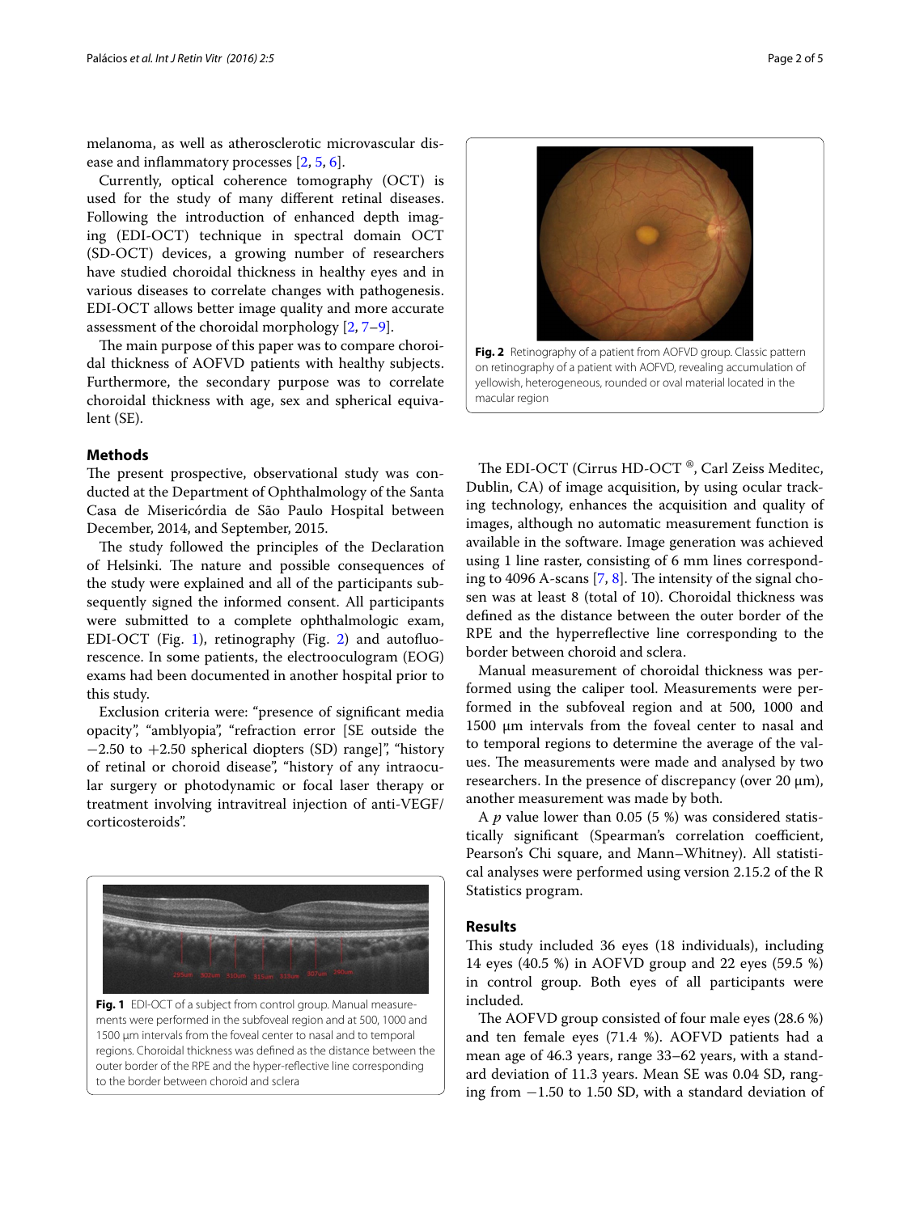melanoma, as well as atherosclerotic microvascular disease and inflammatory processes [2, 5, 6].

Currently, optical coherence tomography (OCT) is used for the study of many different retinal diseases. Following the introduction of enhanced depth imaging (EDI-OCT) technique in spectral domain OCT (SD-OCT) devices, a growing number of researchers have studied choroidal thickness in healthy eyes and in various diseases to correlate changes with pathogenesis. EDI-OCT allows better image quality and more accurate assessment of the choroidal morphology [2, 7–9].

The main purpose of this paper was to compare choroidal thickness of AOFVD patients with healthy subjects. Furthermore, the secondary purpose was to correlate choroidal thickness with age, sex and spherical equivalent (SE).

## Methods

The present prospective, observational study was conducted at the Department of Ophthalmology of the Santa Casa de Misericórdia de São Paulo Hospital between December, 2014, and September, 2015.

The study followed the principles of the Declaration of Helsinki. The nature and possible consequences of the study were explained and all of the participants subsequently signed the informed consent. All participants were submitted to a complete ophthalmologic exam, EDI-OCT (Fig. 1), retinography (Fig. 2) and autofluorescence. In some patients, the electrooculogram (EOG) exams had been documented in another hospital prior to this study.

Exclusion criteria were: "presence of significant media opacity", "amblyopia", "refraction error [SE outside the −2.50 to +2.50 spherical diopters (SD) range]", "history of retinal or choroid disease", "history of any intraocular surgery or photodynamic or focal laser therapy or treatment involving intravitreal injection of anti-VEGF/corticosteroids".

**Fig. 1** EDI-OCT of a subject from control group. Manual measurements were performed in the subfoveal region and at 500, 1000 and 1500 µm intervals from the foveal center to nasal and to temporal regions. Choroidal thickness was defined as the distance between the outer border of the RPE and the hyper-reflective line corresponding to the border between choroid and sclera

**Fig. 2** Retinography of a patient from AOFVD group. Classic pattern on retinography of a patient with AOFVD, revealing accumulation of yellowish, heterogeneous, rounded or oval material located in the macular region

The EDI-OCT (Cirrus HD-OCT ®, Carl Zeiss Meditec, Dublin, CA) of image acquisition, by using ocular tracking technology, enhances the acquisition and quality of images, although no automatic measurement function is available in the software. Image generation was achieved using 1 line raster, consisting of 6 mm lines corresponding to 4096 A-scans [7, 8]. The intensity of the signal chosen was at least 8 (total of 10). Choroidal thickness was defined as the distance between the outer border of the RPE and the hyperreflective line corresponding to the border between choroid and sclera.

Manual measurement of choroidal thickness was performed using the caliper tool. Measurements were performed in the subfoveal region and at 500, 1000 and 1500 µm intervals from the foveal center to nasal and to temporal regions to determine the average of the values. The measurements were made and analysed by two researchers. In the presence of discrepancy (over 20 µm), another measurement was made by both.

A $p$ value lower than 0.05 (5 %) was considered statistically significant (Spearman's correlation coefficient, Pearson's Chi square, and Mann–Whitney). All statistical analyses were performed using version 2.15.2 of the R Statistics program.

## Results

This study included 36 eyes (18 individuals), including 14 eyes (40.5 %) in AOFVD group and 22 eyes (59.5 %) in control group. Both eyes of all participants were included.

The AOFVD group consisted of four male eyes (28.6 %) and ten female eyes (71.4 %). AOFVD patients had a mean age of 46.3 years, range 33–62 years, with a standard deviation of 11.3 years. Mean SE was 0.04 SD, ranging from −1.50 to 1.50 SD, with a standard deviation of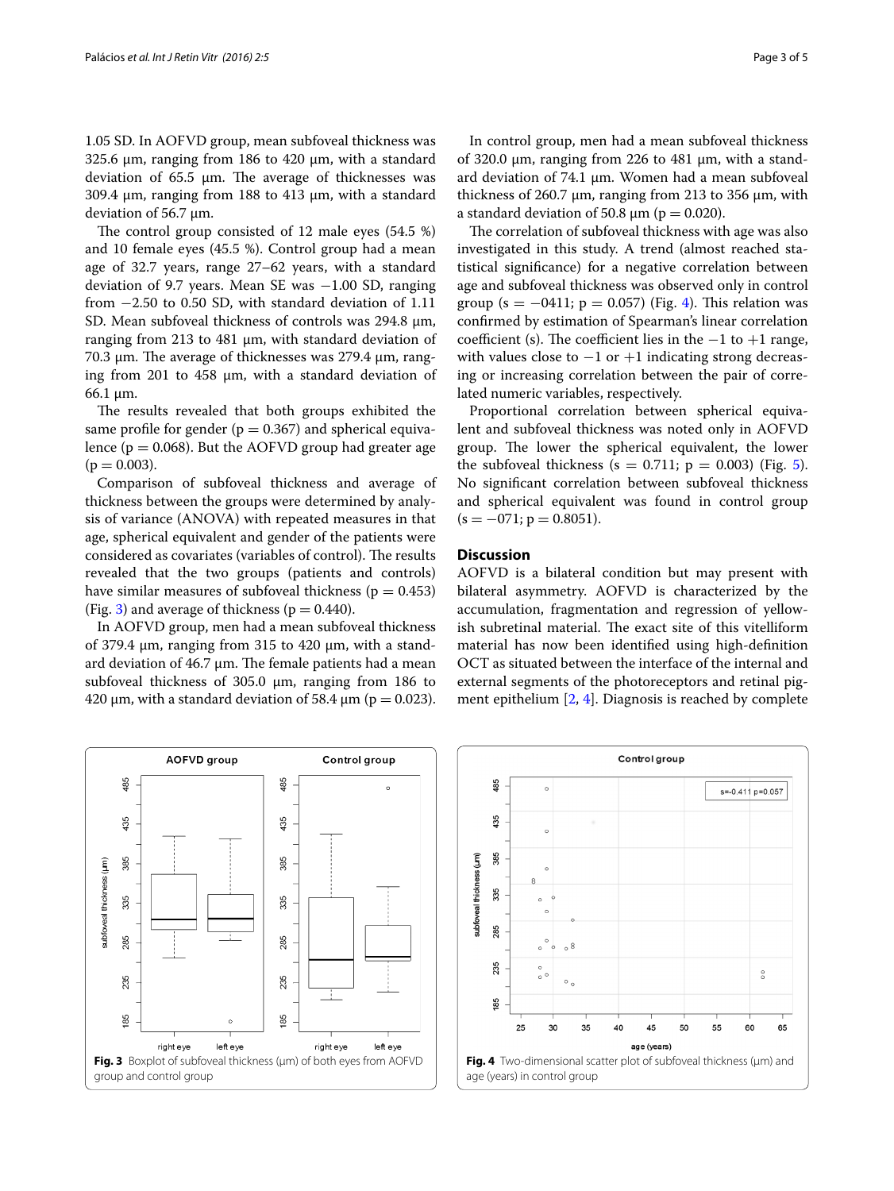1.05 SD. In AOFVD group, mean subfoveal thickness was 325.6 µm, ranging from 186 to 420 µm, with a standard deviation of 65.5 µm. The average of thicknesses was 309.4 µm, ranging from 188 to 413 µm, with a standard deviation of 56.7 µm.

The control group consisted of 12 male eyes (54.5 %) and 10 female eyes (45.5 %). Control group had a mean age of 32.7 years, range 27–62 years, with a standard deviation of 9.7 years. Mean SE was −1.00 SD, ranging from −2.50 to 0.50 SD, with standard deviation of 1.11 SD. Mean subfoveal thickness of controls was 294.8 µm, ranging from 213 to 481 µm, with standard deviation of 70.3 µm. The average of thicknesses was 279.4 µm, ranging from 201 to 458 µm, with a standard deviation of 66.1 µm.

The results revealed that both groups exhibited the same profile for gender ($p = 0.367$) and spherical equivalence ($p = 0.068$). But the AOFVD group had greater age ($p = 0.003$).

Comparison of subfoveal thickness and average of thickness between the groups were determined by analysis of variance (ANOVA) with repeated measures in that age, spherical equivalent and gender of the patients were considered as covariates (variables of control). The results revealed that the two groups (patients and controls) have similar measures of subfoveal thickness ($p = 0.453$) (Fig. 3) and average of thickness ($p = 0.440$).

In AOFVD group, men had a mean subfoveal thickness of 379.4 µm, ranging from 315 to 420 µm, with a standard deviation of 46.7 µm. The female patients had a mean subfoveal thickness of 305.0 µm, ranging from 186 to 420 µm, with a standard deviation of 58.4 µm ($p = 0.023$).

In control group, men had a mean subfoveal thickness of 320.0 µm, ranging from 226 to 481 µm, with a standard deviation of 74.1 µm. Women had a mean subfoveal thickness of 260.7 µm, ranging from 213 to 356 µm, with a standard deviation of 50.8 µm ($p = 0.020$).

The correlation of subfoveal thickness with age was also investigated in this study. A trend (almost reached statistical significance) for a negative correlation between age and subfoveal thickness was observed only in control group ($s = -0411$; $p = 0.057$) (Fig. 4). This relation was confirmed by estimation of Spearman's linear correlation coefficient (s). The coefficient lies in the −1 to +1 range, with values close to −1 or +1 indicating strong decreasing or increasing correlation between the pair of correlated numeric variables, respectively.

Proportional correlation between spherical equivalent and subfoveal thickness was noted only in AOFVD group. The lower the spherical equivalent, the lower the subfoveal thickness ($s = 0.711$; $p = 0.003$) (Fig. 5). No significant correlation between subfoveal thickness and spherical equivalent was found in control group ($s = -071$; $p = 0.8051$).

## Discussion

AOFVD is a bilateral condition but may present with bilateral asymmetry. AOFVD is characterized by the accumulation, fragmentation and regression of yellowish subretinal material. The exact site of this vitelliform material has now been identified using high-definition OCT as situated between the interface of the internal and external segments of the photoreceptors and retinal pigment epithelium [2, 4]. Diagnosis is reached by complete

**Fig. 3** Boxplot of subfoveal thickness (µm) of both eyes from AOFVD group and control group

**Fig. 4** Two-dimensional scatter plot of subfoveal thickness (µm) and age (years) in control group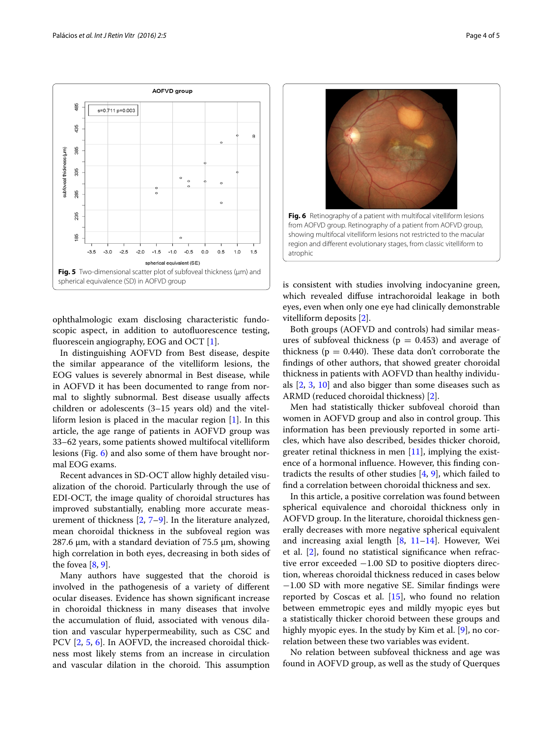Fig. 5 Two-dimensional scatter plot of subfoveal thickness (μm) and spherical equivalence (SD) in AOFVD group

Fig. 6 Retinography of a patient with multifocal vitelliform lesions from AOFVD group. Retinography of a patient from AOFVD group, showing multifocal vitelliform lesions not restricted to the macular region and different evolutionary stages, from classic vitelliform to atrophic

ophthalmologic exam disclosing characteristic fundoscopic aspect, in addition to autofluorescence testing, fluorescein angiography, EOG and OCT [1].

In distinguishing AOFVD from Best disease, despite the similar appearance of the vitelliform lesions, the EOG values is severely abnormal in Best disease, while in AOFVD it has been documented to range from normal to slightly subnormal. Best disease usually affects children or adolescents (3–15 years old) and the vitelliform lesion is placed in the macular region [1]. In this article, the age range of patients in AOFVD group was 33–62 years, some patients showed multifocal vitelliform lesions (Fig. 6) and also some of them have brought normal EOG exams.

Recent advances in SD-OCT allow highly detailed visualization of the choroid. Particularly through the use of EDI-OCT, the image quality of choroidal structures has improved substantially, enabling more accurate measurement of thickness [2, 7–9]. In the literature analyzed, mean choroidal thickness in the subfoveal region was 287.6 μm, with a standard deviation of 75.5 μm, showing high correlation in both eyes, decreasing in both sides of the fovea [8, 9].

Many authors have suggested that the choroid is involved in the pathogenesis of a variety of different ocular diseases. Evidence has shown significant increase in choroidal thickness in many diseases that involve the accumulation of fluid, associated with venous dilation and vascular hyperpermeability, such as CSC and PCV [2, 5, 6]. In AOFVD, the increased choroidal thickness most likely stems from an increase in circulation and vascular dilation in the choroid. This assumption is consistent with studies involving indocyanine green, which revealed diffuse intrachoroidal leakage in both eyes, even when only one eye had clinically demonstrable vitelliform deposits [2].

Both groups (AOFVD and controls) had similar measures of subfoveal thickness ($p = 0.453$) and average of thickness ($p = 0.440$). These data don't corroborate the findings of other authors, that showed greater choroidal thickness in patients with AOFVD than healthy individuals [2, 3, 10] and also bigger than some diseases such as ARMD (reduced choroidal thickness) [2].

Men had statistically thicker subfoveal choroid than women in AOFVD group and also in control group. This information has been previously reported in some articles, which have also described, besides thicker choroid, greater retinal thickness in men [11], implying the existence of a hormonal influence. However, this finding contradicts the results of other studies [4, 9], which failed to find a correlation between choroidal thickness and sex.

In this article, a positive correlation was found between spherical equivalence and choroidal thickness only in AOFVD group. In the literature, choroidal thickness generally decreases with more negative spherical equivalent and increasing axial length [8, 11–14]. However, Wei et al. [2], found no statistical significance when refractive error exceeded −1.00 SD to positive diopters direction, whereas choroidal thickness reduced in cases below −1.00 SD with more negative SE. Similar findings were reported by Coscas et al. [15], who found no relation between emmetropic eyes and mildly myopic eyes but a statistically thicker choroid between these groups and highly myopic eyes. In the study by Kim et al. [9], no correlation between these two variables was evident.

No relation between subfoveal thickness and age was found in AOFVD group, as well as the study of Querques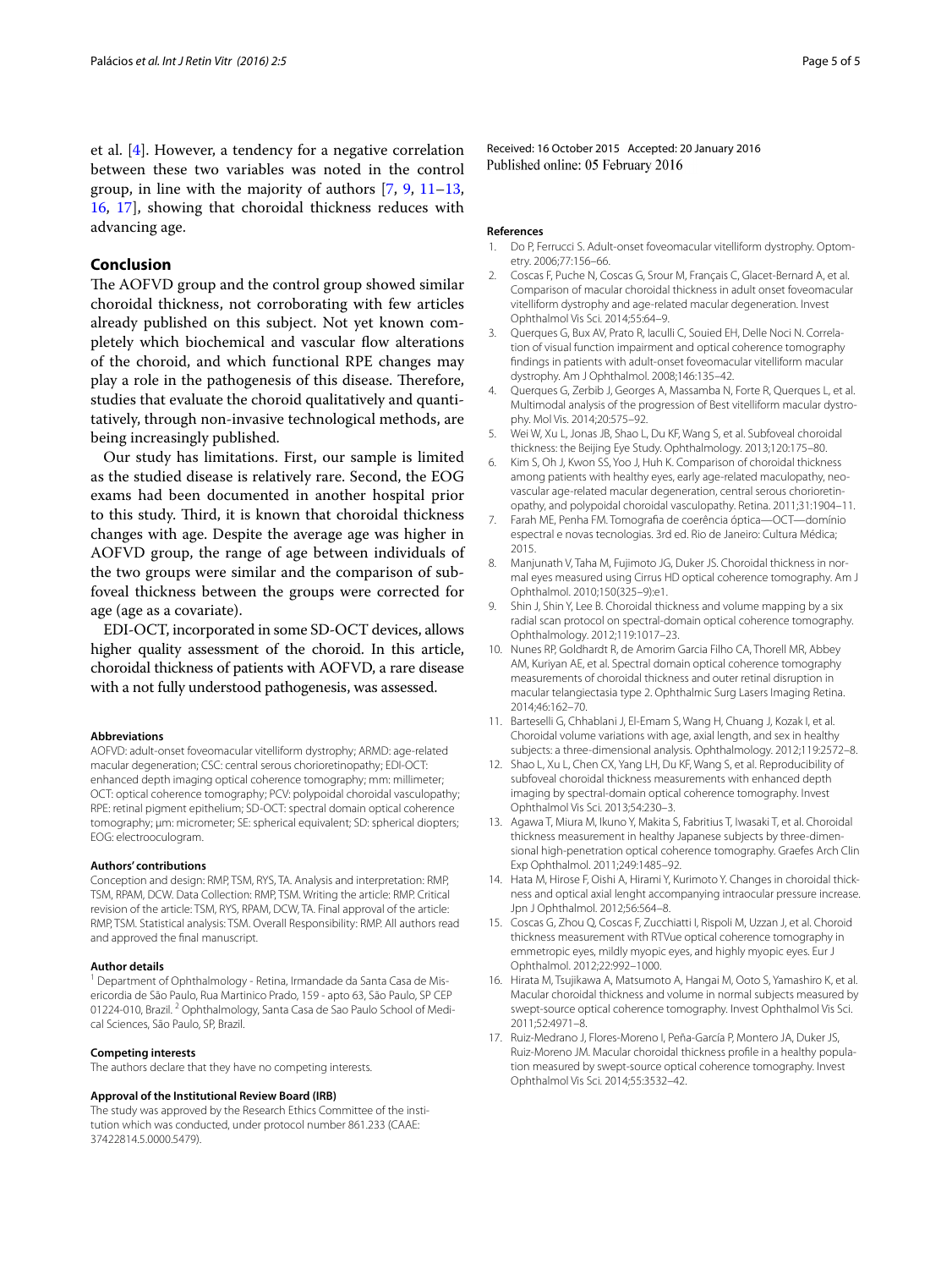et al. [4]. However, a tendency for a negative correlation between these two variables was noted in the control group, in line with the majority of authors [7, 9, 11–13, 16, 17], showing that choroidal thickness reduces with advancing age.

## Conclusion

The AOFVD group and the control group showed similar choroidal thickness, not corroborating with few articles already published on this subject. Not yet known completely which biochemical and vascular flow alterations of the choroid, and which functional RPE changes may play a role in the pathogenesis of this disease. Therefore, studies that evaluate the choroid qualitatively and quantitatively, through non-invasive technological methods, are being increasingly published.

Our study has limitations. First, our sample is limited as the studied disease is relatively rare. Second, the EOG exams had been documented in another hospital prior to this study. Third, it is known that choroidal thickness changes with age. Despite the average age was higher in AOFVD group, the range of age between individuals of the two groups were similar and the comparison of subfoveal thickness between the groups were corrected for age (age as a covariate).

EDI-OCT, incorporated in some SD-OCT devices, allows higher quality assessment of the choroid. In this article, choroidal thickness of patients with AOFVD, a rare disease with a not fully understood pathogenesis, was assessed.

#### Abbreviations

AOFVD: adult-onset foveomacular vitelliform dystrophy; ARMD: age-related macular degeneration; CSC: central serous chorioretinopathy; EDI-OCT: enhanced depth imaging optical coherence tomography; mm: millimeter; OCT: optical coherence tomography; PCV: polypoidal choroidal vasculopathy; RPE: retinal pigment epithelium; SD-OCT: spectral domain optical coherence tomography; µm: micrometer; SE: spherical equivalent; SD: spherical diopters; EOG: electrooculogram.

#### Authors' contributions

Conception and design: RMP, TSM, RYS, TA. Analysis and interpretation: RMP, TSM, RPAM, DCW. Data Collection: RMP, TSM. Writing the article: RMP. Critical revision of the article: TSM, RYS, RPAM, DCW, TA. Final approval of the article: RMP, TSM. Statistical analysis: TSM. Overall Responsibility: RMP. All authors read and approved the final manuscript.

#### Author details

[1] Department of Ophthalmology - Retina, Irmandade da Santa Casa de Misericordia de São Paulo, Rua Martinico Prado, 159 - apto 63, São Paulo, SP CEP 01224-010, Brazil. [2] Ophthalmology, Santa Casa de Sao Paulo School of Medical Sciences, São Paulo, SP, Brazil.

#### Competing interests

The authors declare that they have no competing interests.

#### Approval of the Institutional Review Board (IRB)

The study was approved by the Research Ethics Committee of the institution which was conducted, under protocol number 861.233 (CAAE: 37422814.5.0000.5479).

Received: 16 October 2015 Accepted: 20 January 2016
Published online: 05 February 2016

#### References

1. Do P, Ferrucci S. Adult-onset foveomacular vitelliform dystrophy. Optometry. 2006;77:156–66.
2. Coscas F, Puche N, Coscas G, Srour M, Français C, Glacet-Bernard A, et al. Comparison of macular choroidal thickness in adult onset foveomacular vitelliform dystrophy and age-related macular degeneration. Invest Ophthalmol Vis Sci. 2014;55:64–9.
3. Querques G, Bux AV, Prato R, Iaculli C, Souied EH, Delle Noci N. Correlation of visual function impairment and optical coherence tomography findings in patients with adult-onset foveomacular vitelliform macular dystrophy. Am J Ophthalmol. 2008;146:135–42.
4. Querques G, Zerbib J, Georges A, Massamba N, Forte R, Querques L, et al. Multimodal analysis of the progression of Best vitelliform macular dystrophy. Mol Vis. 2014;20:575–92.
5. Wei W, Xu L, Jonas JB, Shao L, Du KF, Wang S, et al. Subfoveal choroidal thickness: the Beijing Eye Study. Ophthalmology. 2013;120:175–80.
6. Kim S, Oh J, Kwon SS, Yoo J, Huh K. Comparison of choroidal thickness among patients with healthy eyes, early age-related maculopathy, neovascular age-related macular degeneration, central serous chorioretinopathy, and polypoidal choroidal vasculopathy. Retina. 2011;31:1904–11.
7. Farah ME, Penha FM. Tomografia de coerência óptica—OCT—domínio espectral e novas tecnologias. 3rd ed. Rio de Janeiro: Cultura Médica; 2015.
8. Manjunath V, Taha M, Fujimoto JG, Duker JS. Choroidal thickness in normal eyes measured using Cirrus HD optical coherence tomography. Am J Ophthalmol. 2010;150(325–9):e1.
9. Shin J, Shin Y, Lee B. Choroidal thickness and volume mapping by a six radial scan protocol on spectral-domain optical coherence tomography. Ophthalmology. 2012;119:1017–23.
10. Nunes RP, Goldhardt R, de Amorim Garcia Filho CA, Thorell MR, Abbey AM, Kuriyan AE, et al. Spectral domain optical coherence tomography measurements of choroidal thickness and outer retinal disruption in macular telangiectasia type 2. Ophthalmic Surg Lasers Imaging Retina. 2014;46:162–70.
11. Barteselli G, Chhablani J, El-Emam S, Wang H, Chuang J, Kozak I, et al. Choroidal volume variations with age, axial length, and sex in healthy subjects: a three-dimensional analysis. Ophthalmology. 2012;119:2572–8.
12. Shao L, Xu L, Chen CX, Yang LH, Du KF, Wang S, et al. Reproducibility of subfoveal choroidal thickness measurements with enhanced depth imaging by spectral-domain optical coherence tomography. Invest Ophthalmol Vis Sci. 2013;54:230–3.
13. Agawa T, Miura M, Ikuno Y, Makita S, Fabritius T, Iwasaki T, et al. Choroidal thickness measurement in healthy Japanese subjects by three-dimensional high-penetration optical coherence tomography. Graefes Arch Clin Exp Ophthalmol. 2011;249:1485–92.
14. Hata M, Hirose F, Oishi A, Hirami Y, Kurimoto Y. Changes in choroidal thickness and optical axial lenght accompanying intraocular pressure increase. Jpn J Ophthalmol. 2012;56:564–8.
15. Coscas G, Zhou Q, Coscas F, Zucchiatti I, Rispoli M, Uzzan J, et al. Choroid thickness measurement with RTVue optical coherence tomography in emmetropic eyes, mildly myopic eyes, and highly myopic eyes. Eur J Ophthalmol. 2012;22:992–1000.
16. Hirata M, Tsujikawa A, Matsumoto A, Hangai M, Ooto S, Yamashiro K, et al. Macular choroidal thickness and volume in normal subjects measured by swept-source optical coherence tomography. Invest Ophthalmol Vis Sci. 2011;52:4971–8.
17. Ruiz-Medrano J, Flores-Moreno I, Peña-García P, Montero JA, Duker JS, Ruiz-Moreno JM. Macular choroidal thickness profile in a healthy population measured by swept-source optical coherence tomography. Invest Ophthalmol Vis Sci. 2014;55:3532–42.